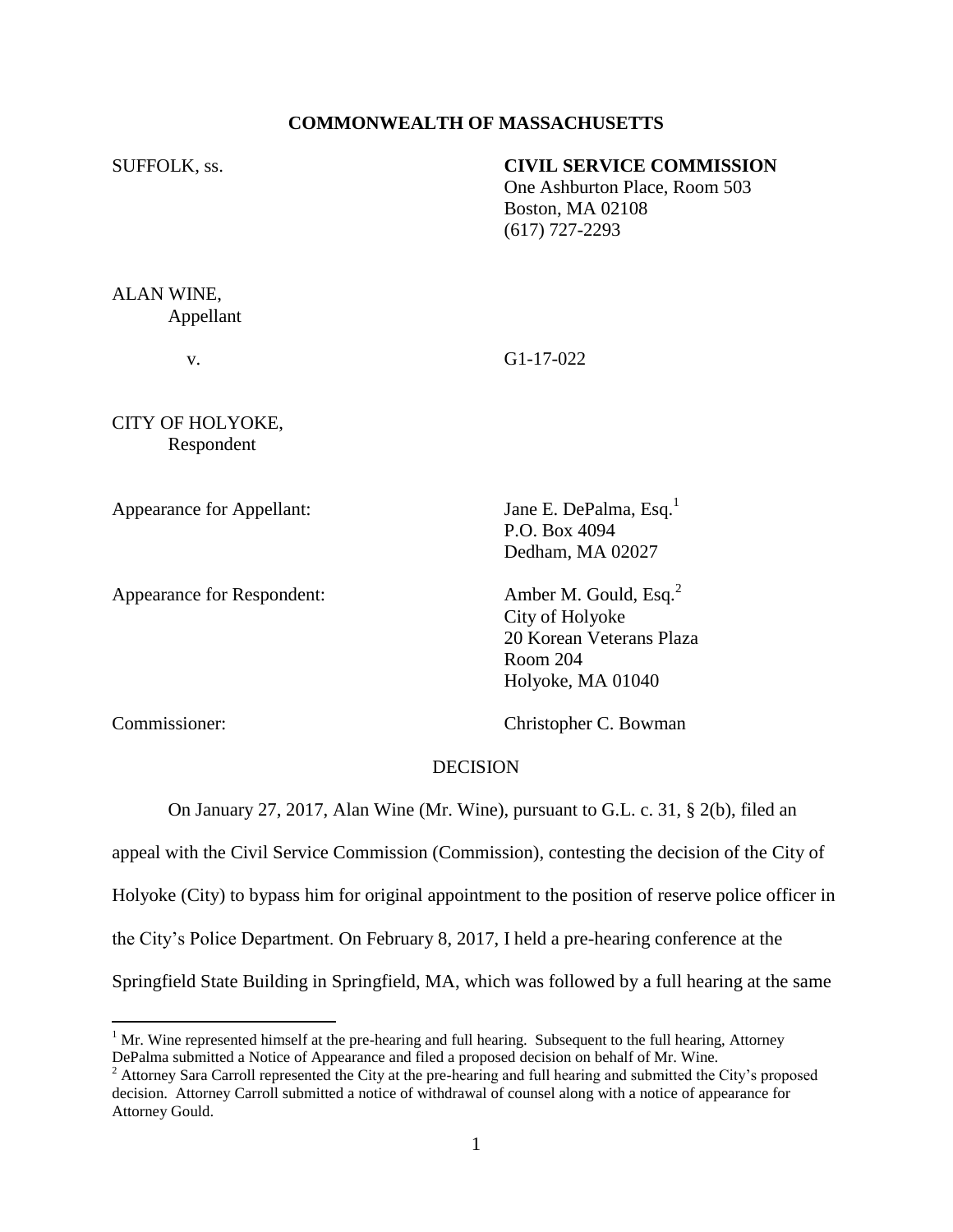**COMMONWEALTH OF MASSACHUSETTS**

SUFFOLK, ss.

**CIVIL SERVICE COMMISSION**
One Ashburton Place, Room 503
Boston, MA 02108
(617) 727-2293

ALAN WINE,
Appellant

v. G1-17-022

CITY OF HOLYOKE,
Respondent

Appearance for Appellant: Jane E. DePalma, Esq.[1]
P.O. Box 4094
Dedham, MA 02027

Appearance for Respondent: Amber M. Gould, Esq.[2]
City of Holyoke
20 Korean Veterans Plaza
Room 204
Holyoke, MA 01040

Commissioner: Christopher C. Bowman

DECISION

On January 27, 2017, Alan Wine (Mr. Wine), pursuant to G.L. c. 31, § 2(b), filed an appeal with the Civil Service Commission (Commission), contesting the decision of the City of Holyoke (City) to bypass him for original appointment to the position of reserve police officer in the City's Police Department. On February 8, 2017, I held a pre-hearing conference at the Springfield State Building in Springfield, MA, which was followed by a full hearing at the same

[1] Mr. Wine represented himself at the pre-hearing and full hearing. Subsequent to the full hearing, Attorney DePalma submitted a Notice of Appearance and filed a proposed decision on behalf of Mr. Wine.

[2] Attorney Sara Carroll represented the City at the pre-hearing and full hearing and submitted the City's proposed decision. Attorney Carroll submitted a notice of withdrawal of counsel along with a notice of appearance for Attorney Gould.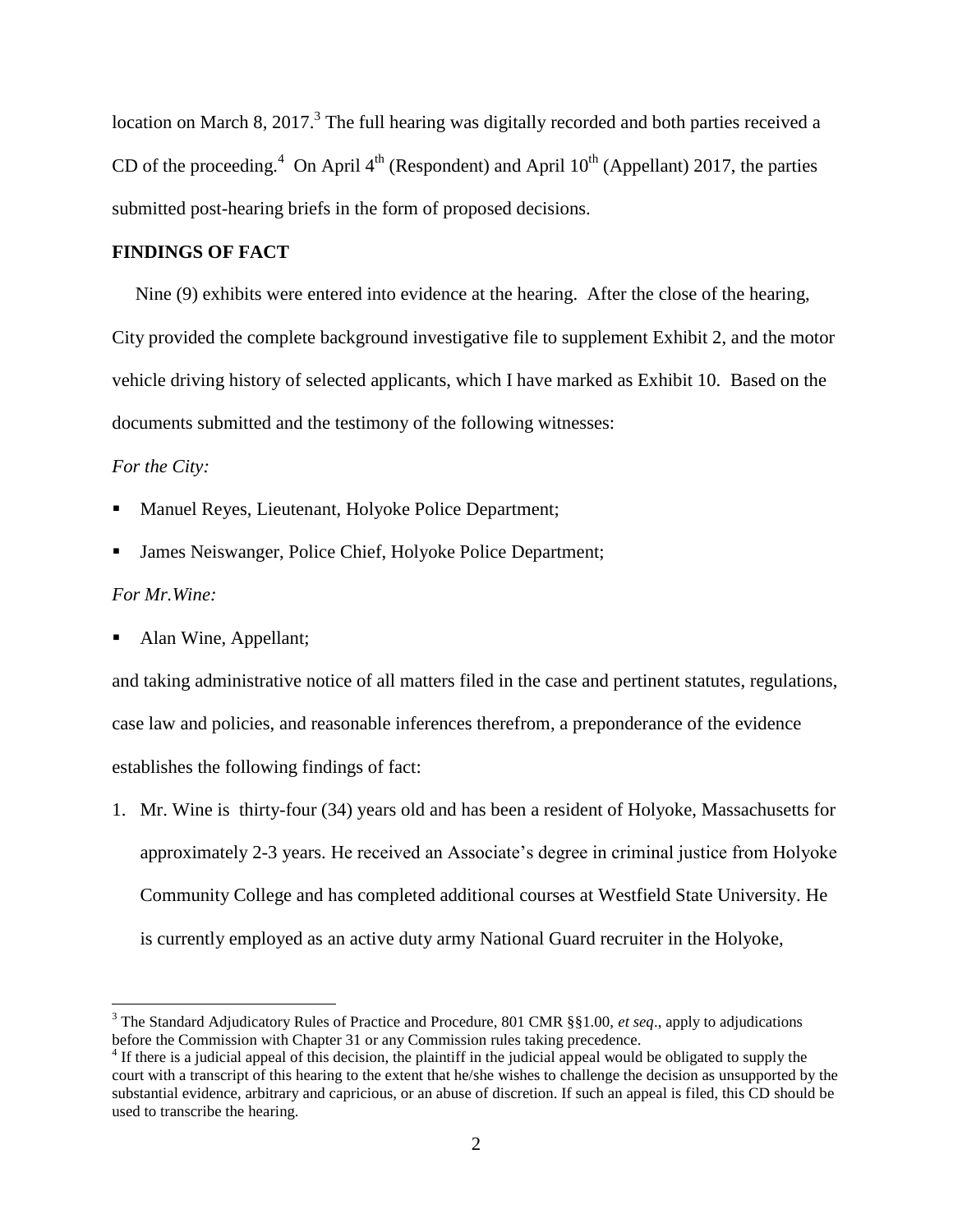location on March 8, 2017.[3] The full hearing was digitally recorded and both parties received a CD of the proceeding.[4] On April 4th (Respondent) and April 10th (Appellant) 2017, the parties submitted post-hearing briefs in the form of proposed decisions.

**FINDINGS OF FACT**

Nine (9) exhibits were entered into evidence at the hearing. After the close of the hearing, City provided the complete background investigative file to supplement Exhibit 2, and the motor vehicle driving history of selected applicants, which I have marked as Exhibit 10. Based on the documents submitted and the testimony of the following witnesses:

*For the City:*

- Manuel Reyes, Lieutenant, Holyoke Police Department;
- James Neiswanger, Police Chief, Holyoke Police Department;

*For Mr.Wine:*

- Alan Wine, Appellant;

and taking administrative notice of all matters filed in the case and pertinent statutes, regulations, case law and policies, and reasonable inferences therefrom, a preponderance of the evidence establishes the following findings of fact:

1. Mr. Wine is thirty-four (34) years old and has been a resident of Holyoke, Massachusetts for approximately 2-3 years. He received an Associate's degree in criminal justice from Holyoke Community College and has completed additional courses at Westfield State University. He is currently employed as an active duty army National Guard recruiter in the Holyoke,

---

[3] The Standard Adjudicatory Rules of Practice and Procedure, 801 CMR §§1.00, *et seq*., apply to adjudications before the Commission with Chapter 31 or any Commission rules taking precedence.

[4] If there is a judicial appeal of this decision, the plaintiff in the judicial appeal would be obligated to supply the court with a transcript of this hearing to the extent that he/she wishes to challenge the decision as unsupported by the substantial evidence, arbitrary and capricious, or an abuse of discretion. If such an appeal is filed, this CD should be used to transcribe the hearing.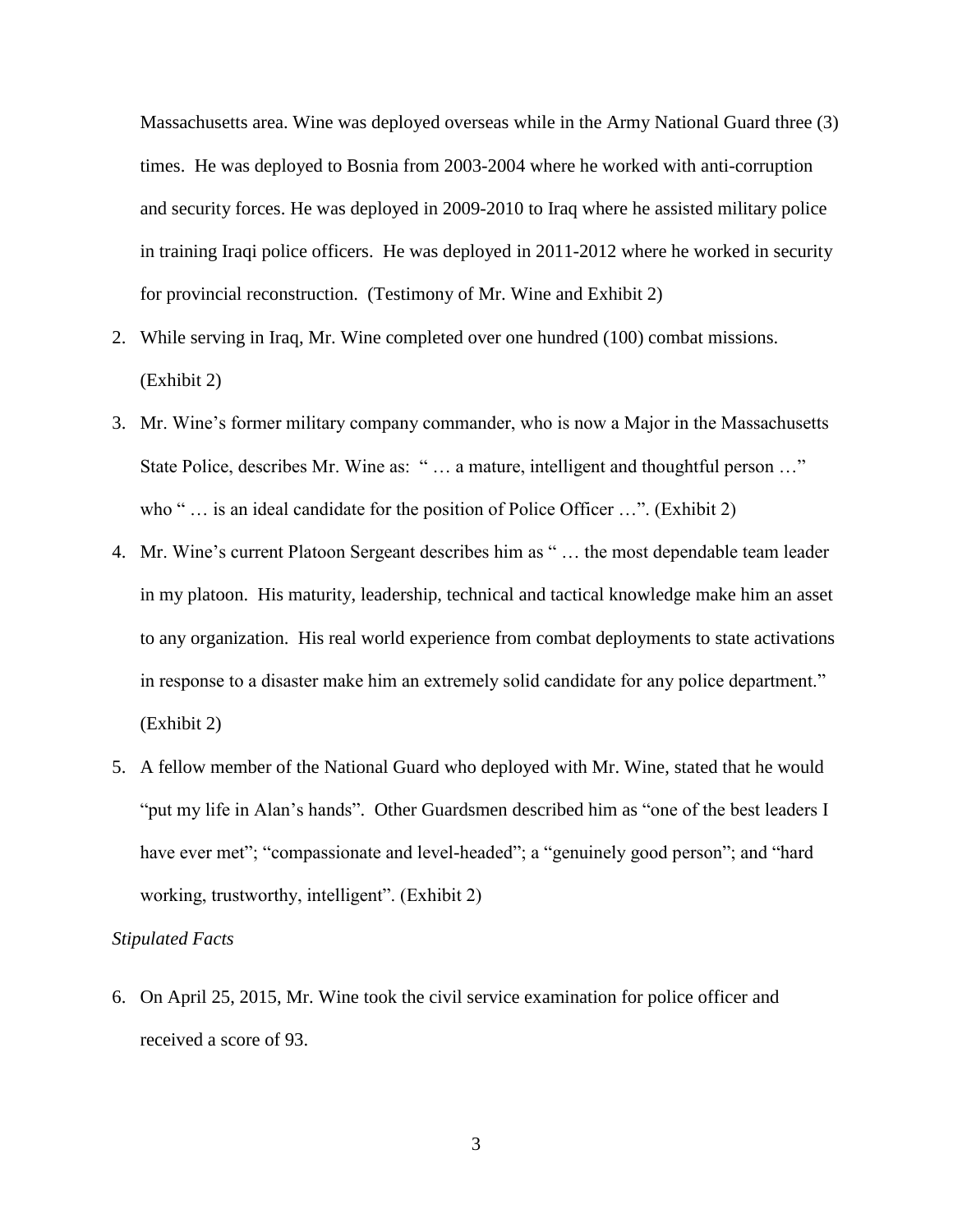Massachusetts area. Wine was deployed overseas while in the Army National Guard three (3) times. He was deployed to Bosnia from 2003-2004 where he worked with anti-corruption and security forces. He was deployed in 2009-2010 to Iraq where he assisted military police in training Iraqi police officers. He was deployed in 2011-2012 where he worked in security for provincial reconstruction. (Testimony of Mr. Wine and Exhibit 2)

2. While serving in Iraq, Mr. Wine completed over one hundred (100) combat missions. (Exhibit 2)
3. Mr. Wine's former military company commander, who is now a Major in the Massachusetts State Police, describes Mr. Wine as: " … a mature, intelligent and thoughtful person …" who " … is an ideal candidate for the position of Police Officer …". (Exhibit 2)
4. Mr. Wine's current Platoon Sergeant describes him as " … the most dependable team leader in my platoon. His maturity, leadership, technical and tactical knowledge make him an asset to any organization. His real world experience from combat deployments to state activations in response to a disaster make him an extremely solid candidate for any police department." (Exhibit 2)
5. A fellow member of the National Guard who deployed with Mr. Wine, stated that he would "put my life in Alan's hands". Other Guardsmen described him as "one of the best leaders I have ever met"; "compassionate and level-headed"; a "genuinely good person"; and "hard working, trustworthy, intelligent". (Exhibit 2)

*Stipulated Facts*

6. On April 25, 2015, Mr. Wine took the civil service examination for police officer and received a score of 93.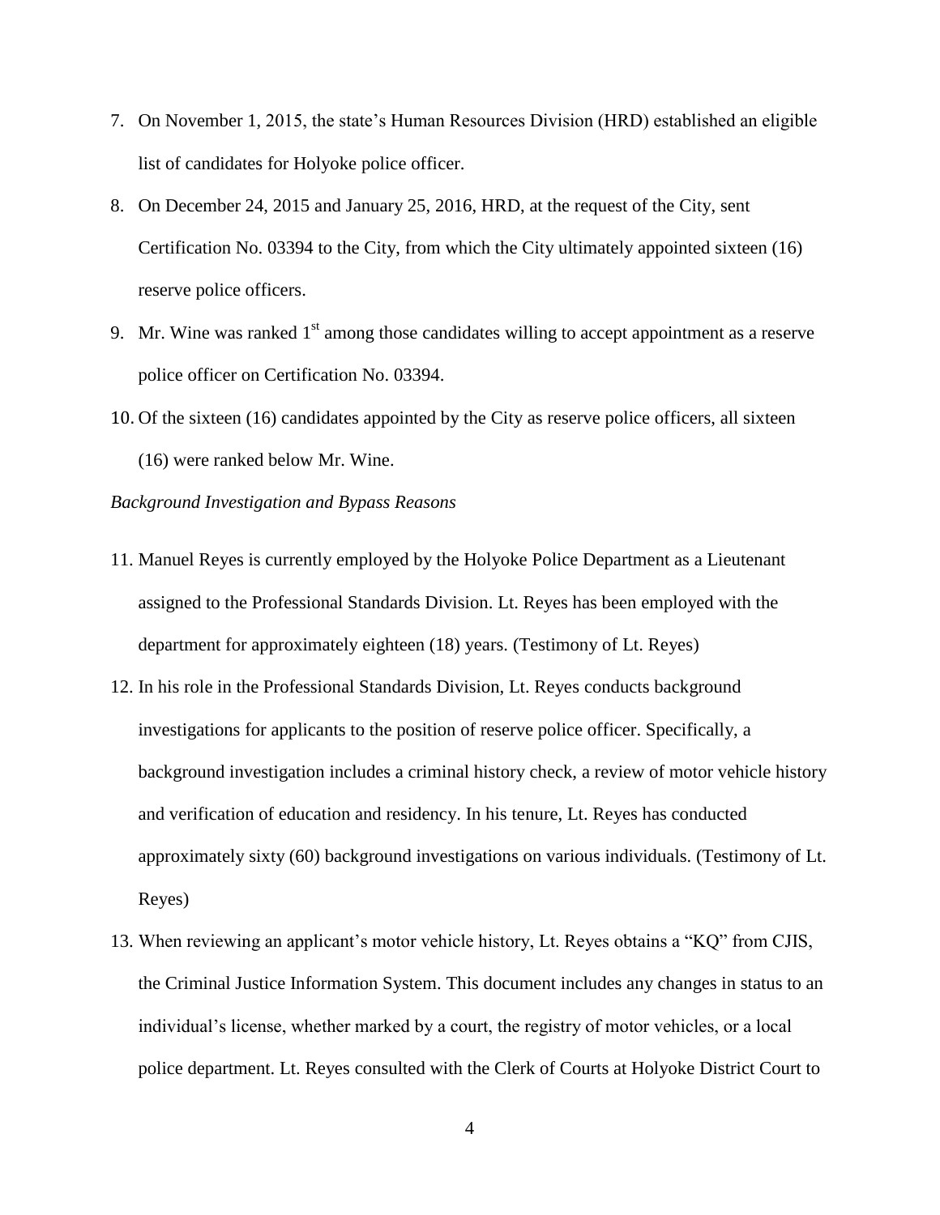7. On November 1, 2015, the state's Human Resources Division (HRD) established an eligible list of candidates for Holyoke police officer.

8. On December 24, 2015 and January 25, 2016, HRD, at the request of the City, sent Certification No. 03394 to the City, from which the City ultimately appointed sixteen (16) reserve police officers.

9. Mr. Wine was ranked 1st among those candidates willing to accept appointment as a reserve police officer on Certification No. 03394.

10. Of the sixteen (16) candidates appointed by the City as reserve police officers, all sixteen (16) were ranked below Mr. Wine.

*Background Investigation and Bypass Reasons*

11. Manuel Reyes is currently employed by the Holyoke Police Department as a Lieutenant assigned to the Professional Standards Division. Lt. Reyes has been employed with the department for approximately eighteen (18) years. (Testimony of Lt. Reyes)

12. In his role in the Professional Standards Division, Lt. Reyes conducts background investigations for applicants to the position of reserve police officer. Specifically, a background investigation includes a criminal history check, a review of motor vehicle history and verification of education and residency. In his tenure, Lt. Reyes has conducted approximately sixty (60) background investigations on various individuals. (Testimony of Lt. Reyes)

13. When reviewing an applicant's motor vehicle history, Lt. Reyes obtains a "KQ" from CJIS, the Criminal Justice Information System. This document includes any changes in status to an individual's license, whether marked by a court, the registry of motor vehicles, or a local police department. Lt. Reyes consulted with the Clerk of Courts at Holyoke District Court to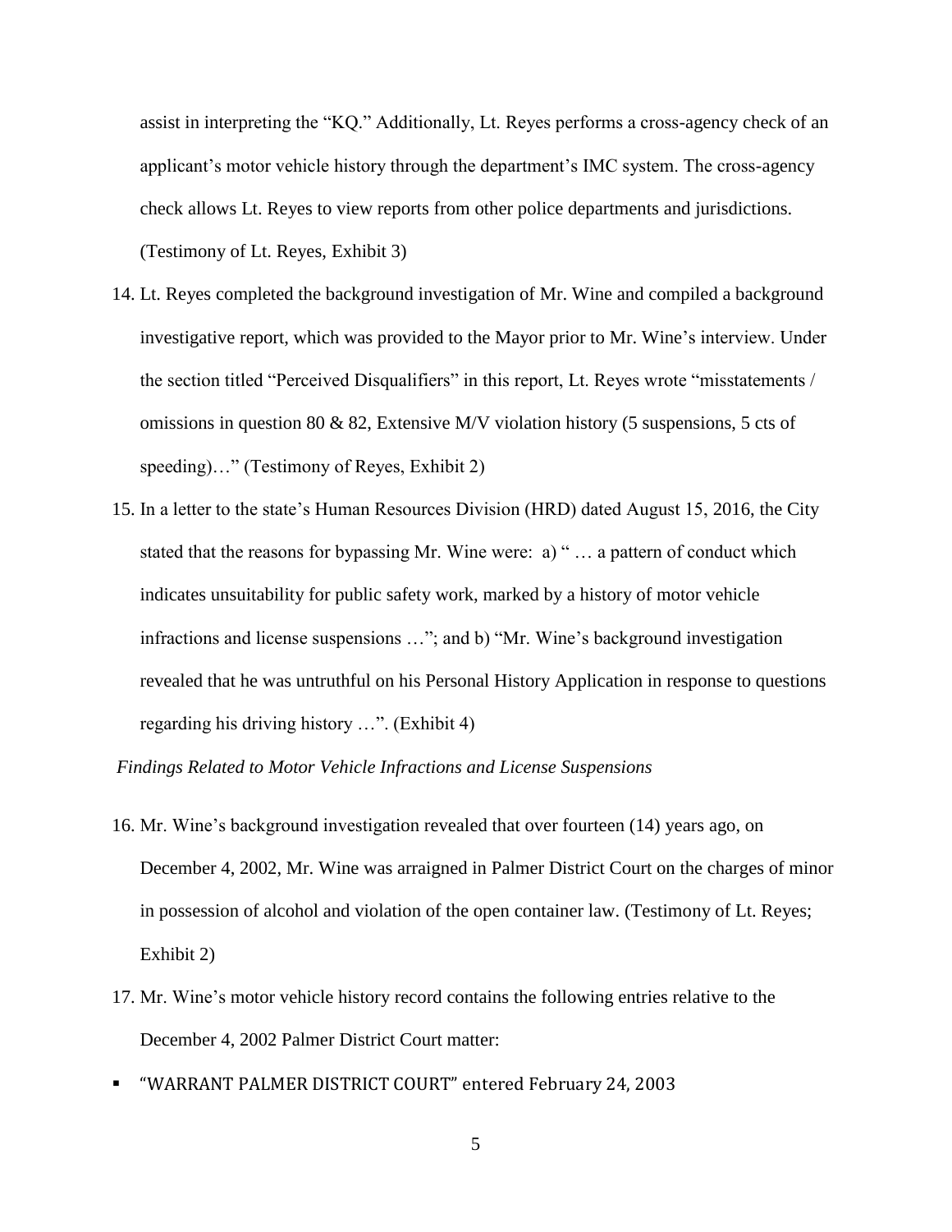assist in interpreting the "KQ." Additionally, Lt. Reyes performs a cross-agency check of an applicant's motor vehicle history through the department's IMC system. The cross-agency check allows Lt. Reyes to view reports from other police departments and jurisdictions. (Testimony of Lt. Reyes, Exhibit 3)

14. Lt. Reyes completed the background investigation of Mr. Wine and compiled a background investigative report, which was provided to the Mayor prior to Mr. Wine's interview. Under the section titled "Perceived Disqualifiers" in this report, Lt. Reyes wrote "misstatements / omissions in question 80 & 82, Extensive M/V violation history (5 suspensions, 5 cts of speeding)…" (Testimony of Reyes, Exhibit 2)

15. In a letter to the state's Human Resources Division (HRD) dated August 15, 2016, the City stated that the reasons for bypassing Mr. Wine were: a) " … a pattern of conduct which indicates unsuitability for public safety work, marked by a history of motor vehicle infractions and license suspensions …"; and b) "Mr. Wine's background investigation revealed that he was untruthful on his Personal History Application in response to questions regarding his driving history …". (Exhibit 4)

*Findings Related to Motor Vehicle Infractions and License Suspensions*

16. Mr. Wine's background investigation revealed that over fourteen (14) years ago, on December 4, 2002, Mr. Wine was arraigned in Palmer District Court on the charges of minor in possession of alcohol and violation of the open container law. (Testimony of Lt. Reyes; Exhibit 2)

17. Mr. Wine's motor vehicle history record contains the following entries relative to the December 4, 2002 Palmer District Court matter:

- "WARRANT PALMER DISTRICT COURT" entered February 24, 2003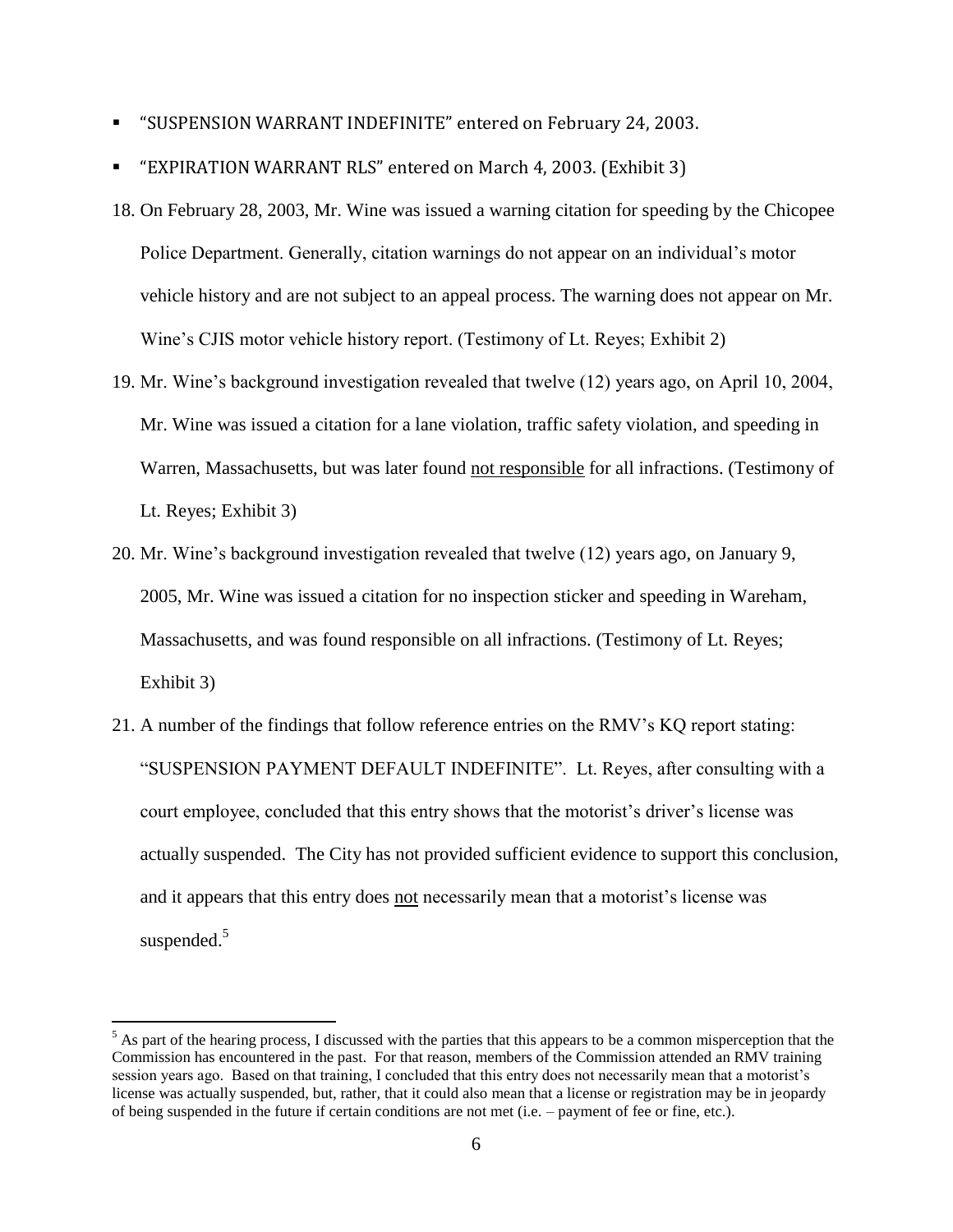- "SUSPENSION WARRANT INDEFINITE" entered on February 24, 2003.
- "EXPIRATION WARRANT RLS" entered on March 4, 2003. (Exhibit 3)

18. On February 28, 2003, Mr. Wine was issued a warning citation for speeding by the Chicopee Police Department. Generally, citation warnings do not appear on an individual's motor vehicle history and are not subject to an appeal process. The warning does not appear on Mr. Wine's CJIS motor vehicle history report. (Testimony of Lt. Reyes; Exhibit 2)

19. Mr. Wine's background investigation revealed that twelve (12) years ago, on April 10, 2004, Mr. Wine was issued a citation for a lane violation, traffic safety violation, and speeding in Warren, Massachusetts, but was later found <u>not responsible</u> for all infractions. (Testimony of Lt. Reyes; Exhibit 3)

20. Mr. Wine's background investigation revealed that twelve (12) years ago, on January 9, 2005, Mr. Wine was issued a citation for no inspection sticker and speeding in Wareham, Massachusetts, and was found responsible on all infractions. (Testimony of Lt. Reyes; Exhibit 3)

21. A number of the findings that follow reference entries on the RMV's KQ report stating: "SUSPENSION PAYMENT DEFAULT INDEFINITE". Lt. Reyes, after consulting with a court employee, concluded that this entry shows that the motorist's driver's license was actually suspended. The City has not provided sufficient evidence to support this conclusion, and it appears that this entry does <u>not</u> necessarily mean that a motorist's license was suspended.[5]

---

[5] As part of the hearing process, I discussed with the parties that this appears to be a common misperception that the Commission has encountered in the past. For that reason, members of the Commission attended an RMV training session years ago. Based on that training, I concluded that this entry does not necessarily mean that a motorist's license was actually suspended, but, rather, that it could also mean that a license or registration may be in jeopardy of being suspended in the future if certain conditions are not met (i.e. – payment of fee or fine, etc.).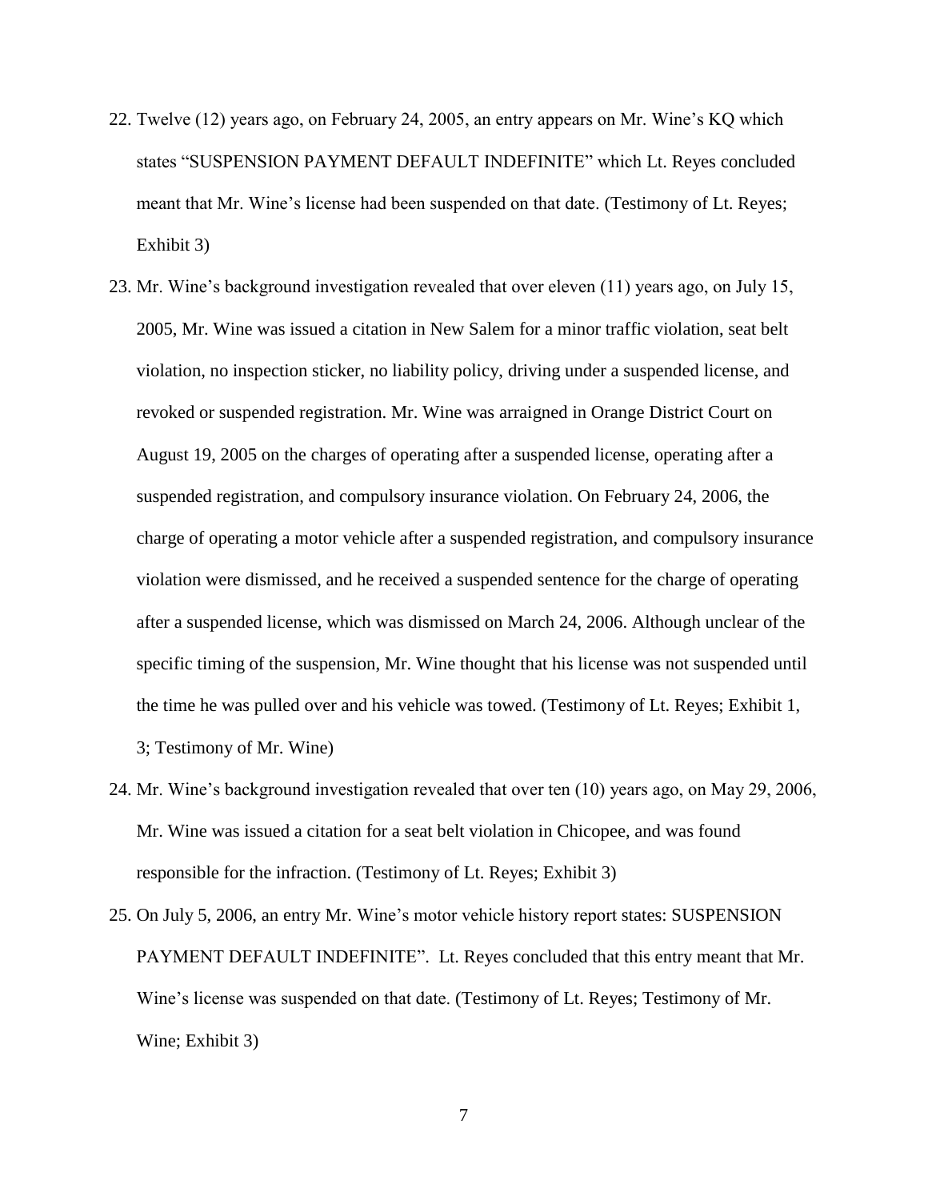22. Twelve (12) years ago, on February 24, 2005, an entry appears on Mr. Wine's KQ which states "SUSPENSION PAYMENT DEFAULT INDEFINITE" which Lt. Reyes concluded meant that Mr. Wine's license had been suspended on that date. (Testimony of Lt. Reyes; Exhibit 3)

23. Mr. Wine's background investigation revealed that over eleven (11) years ago, on July 15, 2005, Mr. Wine was issued a citation in New Salem for a minor traffic violation, seat belt violation, no inspection sticker, no liability policy, driving under a suspended license, and revoked or suspended registration. Mr. Wine was arraigned in Orange District Court on August 19, 2005 on the charges of operating after a suspended license, operating after a suspended registration, and compulsory insurance violation. On February 24, 2006, the charge of operating a motor vehicle after a suspended registration, and compulsory insurance violation were dismissed, and he received a suspended sentence for the charge of operating after a suspended license, which was dismissed on March 24, 2006. Although unclear of the specific timing of the suspension, Mr. Wine thought that his license was not suspended until the time he was pulled over and his vehicle was towed. (Testimony of Lt. Reyes; Exhibit 1, 3; Testimony of Mr. Wine)

24. Mr. Wine's background investigation revealed that over ten (10) years ago, on May 29, 2006, Mr. Wine was issued a citation for a seat belt violation in Chicopee, and was found responsible for the infraction. (Testimony of Lt. Reyes; Exhibit 3)

25. On July 5, 2006, an entry Mr. Wine's motor vehicle history report states: SUSPENSION PAYMENT DEFAULT INDEFINITE". Lt. Reyes concluded that this entry meant that Mr. Wine's license was suspended on that date. (Testimony of Lt. Reyes; Testimony of Mr. Wine; Exhibit 3)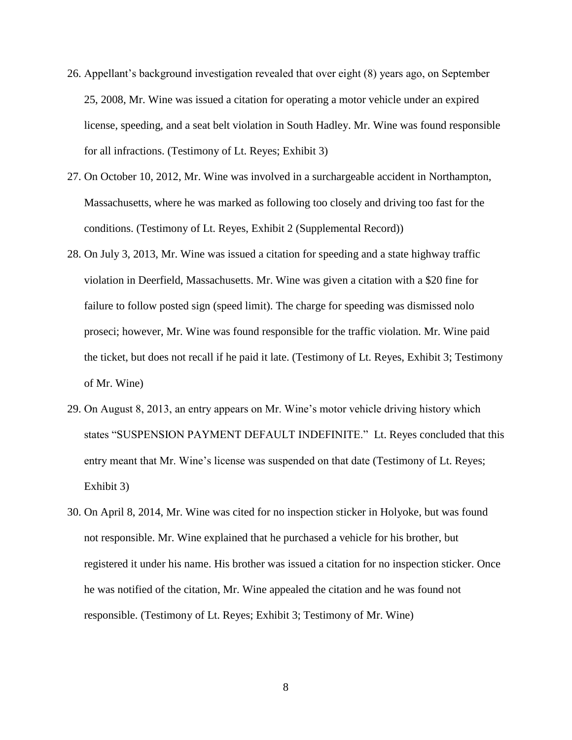26. Appellant's background investigation revealed that over eight (8) years ago, on September 25, 2008, Mr. Wine was issued a citation for operating a motor vehicle under an expired license, speeding, and a seat belt violation in South Hadley. Mr. Wine was found responsible for all infractions. (Testimony of Lt. Reyes; Exhibit 3)

27. On October 10, 2012, Mr. Wine was involved in a surchargeable accident in Northampton, Massachusetts, where he was marked as following too closely and driving too fast for the conditions. (Testimony of Lt. Reyes, Exhibit 2 (Supplemental Record))

28. On July 3, 2013, Mr. Wine was issued a citation for speeding and a state highway traffic violation in Deerfield, Massachusetts. Mr. Wine was given a citation with a $20 fine for failure to follow posted sign (speed limit). The charge for speeding was dismissed nolo proseci; however, Mr. Wine was found responsible for the traffic violation. Mr. Wine paid the ticket, but does not recall if he paid it late. (Testimony of Lt. Reyes, Exhibit 3; Testimony of Mr. Wine)

29. On August 8, 2013, an entry appears on Mr. Wine's motor vehicle driving history which states "SUSPENSION PAYMENT DEFAULT INDEFINITE." Lt. Reyes concluded that this entry meant that Mr. Wine's license was suspended on that date (Testimony of Lt. Reyes; Exhibit 3)

30. On April 8, 2014, Mr. Wine was cited for no inspection sticker in Holyoke, but was found not responsible. Mr. Wine explained that he purchased a vehicle for his brother, but registered it under his name. His brother was issued a citation for no inspection sticker. Once he was notified of the citation, Mr. Wine appealed the citation and he was found not responsible. (Testimony of Lt. Reyes; Exhibit 3; Testimony of Mr. Wine)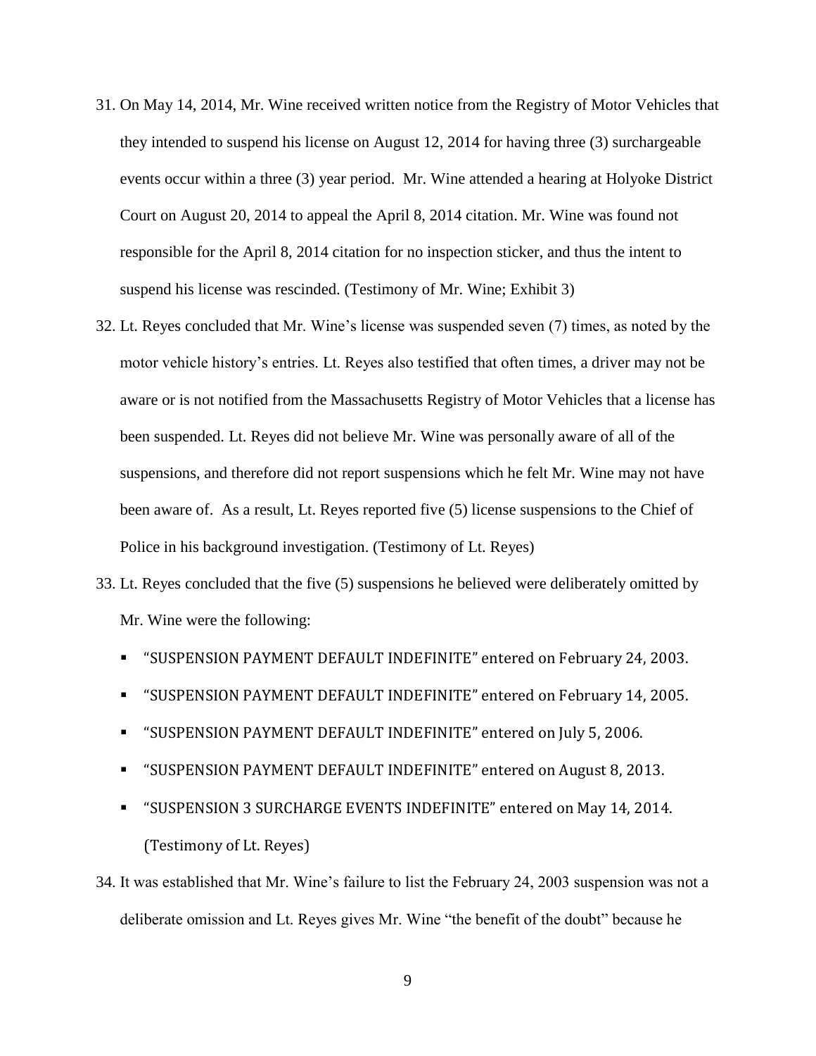31. On May 14, 2014, Mr. Wine received written notice from the Registry of Motor Vehicles that they intended to suspend his license on August 12, 2014 for having three (3) surchargeable events occur within a three (3) year period. Mr. Wine attended a hearing at Holyoke District Court on August 20, 2014 to appeal the April 8, 2014 citation. Mr. Wine was found not responsible for the April 8, 2014 citation for no inspection sticker, and thus the intent to suspend his license was rescinded. (Testimony of Mr. Wine; Exhibit 3)

32. Lt. Reyes concluded that Mr. Wine's license was suspended seven (7) times, as noted by the motor vehicle history's entries. Lt. Reyes also testified that often times, a driver may not be aware or is not notified from the Massachusetts Registry of Motor Vehicles that a license has been suspended. Lt. Reyes did not believe Mr. Wine was personally aware of all of the suspensions, and therefore did not report suspensions which he felt Mr. Wine may not have been aware of. As a result, Lt. Reyes reported five (5) license suspensions to the Chief of Police in his background investigation. (Testimony of Lt. Reyes)

33. Lt. Reyes concluded that the five (5) suspensions he believed were deliberately omitted by Mr. Wine were the following:
    - "SUSPENSION PAYMENT DEFAULT INDEFINITE" entered on February 24, 2003.
    - "SUSPENSION PAYMENT DEFAULT INDEFINITE" entered on February 14, 2005.
    - "SUSPENSION PAYMENT DEFAULT INDEFINITE" entered on July 5, 2006.
    - "SUSPENSION PAYMENT DEFAULT INDEFINITE" entered on August 8, 2013.
    - "SUSPENSION 3 SURCHARGE EVENTS INDEFINITE" entered on May 14, 2014.
      (Testimony of Lt. Reyes)

34. It was established that Mr. Wine's failure to list the February 24, 2003 suspension was not a deliberate omission and Lt. Reyes gives Mr. Wine "the benefit of the doubt" because he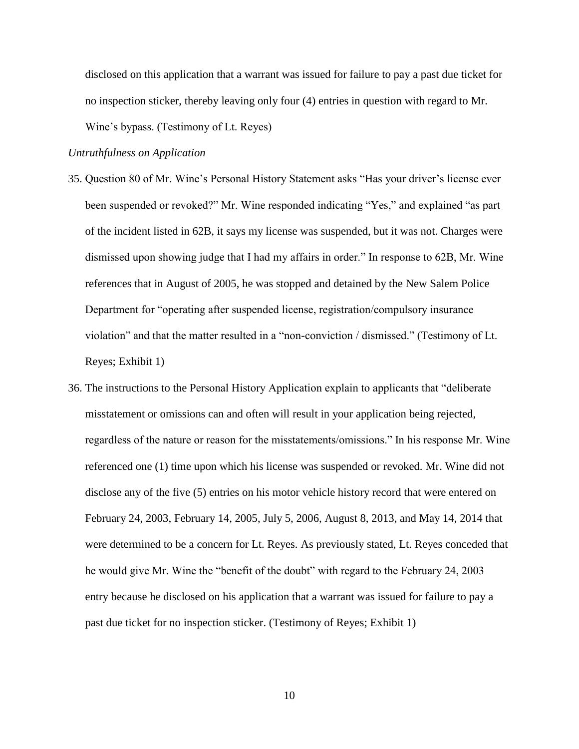disclosed on this application that a warrant was issued for failure to pay a past due ticket for no inspection sticker, thereby leaving only four (4) entries in question with regard to Mr. Wine's bypass. (Testimony of Lt. Reyes)

*Untruthfulness on Application*

35. Question 80 of Mr. Wine's Personal History Statement asks "Has your driver's license ever been suspended or revoked?" Mr. Wine responded indicating "Yes," and explained "as part of the incident listed in 62B, it says my license was suspended, but it was not. Charges were dismissed upon showing judge that I had my affairs in order." In response to 62B, Mr. Wine references that in August of 2005, he was stopped and detained by the New Salem Police Department for "operating after suspended license, registration/compulsory insurance violation" and that the matter resulted in a "non-conviction / dismissed." (Testimony of Lt. Reyes; Exhibit 1)

36. The instructions to the Personal History Application explain to applicants that "deliberate misstatement or omissions can and often will result in your application being rejected, regardless of the nature or reason for the misstatements/omissions." In his response Mr. Wine referenced one (1) time upon which his license was suspended or revoked. Mr. Wine did not disclose any of the five (5) entries on his motor vehicle history record that were entered on February 24, 2003, February 14, 2005, July 5, 2006, August 8, 2013, and May 14, 2014 that were determined to be a concern for Lt. Reyes. As previously stated, Lt. Reyes conceded that he would give Mr. Wine the "benefit of the doubt" with regard to the February 24, 2003 entry because he disclosed on his application that a warrant was issued for failure to pay a past due ticket for no inspection sticker. (Testimony of Reyes; Exhibit 1)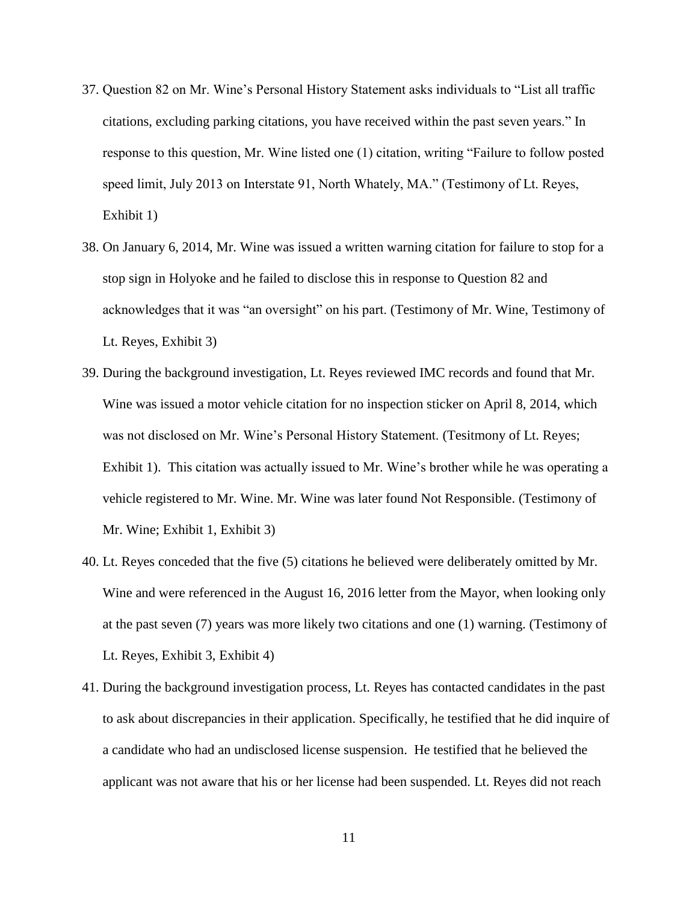37. Question 82 on Mr. Wine's Personal History Statement asks individuals to "List all traffic citations, excluding parking citations, you have received within the past seven years." In response to this question, Mr. Wine listed one (1) citation, writing "Failure to follow posted speed limit, July 2013 on Interstate 91, North Whately, MA." (Testimony of Lt. Reyes, Exhibit 1)

38. On January 6, 2014, Mr. Wine was issued a written warning citation for failure to stop for a stop sign in Holyoke and he failed to disclose this in response to Question 82 and acknowledges that it was "an oversight" on his part. (Testimony of Mr. Wine, Testimony of Lt. Reyes, Exhibit 3)

39. During the background investigation, Lt. Reyes reviewed IMC records and found that Mr. Wine was issued a motor vehicle citation for no inspection sticker on April 8, 2014, which was not disclosed on Mr. Wine's Personal History Statement. (Tesitmony of Lt. Reyes; Exhibit 1). This citation was actually issued to Mr. Wine's brother while he was operating a vehicle registered to Mr. Wine. Mr. Wine was later found Not Responsible. (Testimony of Mr. Wine; Exhibit 1, Exhibit 3)

40. Lt. Reyes conceded that the five (5) citations he believed were deliberately omitted by Mr. Wine and were referenced in the August 16, 2016 letter from the Mayor, when looking only at the past seven (7) years was more likely two citations and one (1) warning. (Testimony of Lt. Reyes, Exhibit 3, Exhibit 4)

41. During the background investigation process, Lt. Reyes has contacted candidates in the past to ask about discrepancies in their application. Specifically, he testified that he did inquire of a candidate who had an undisclosed license suspension. He testified that he believed the applicant was not aware that his or her license had been suspended. Lt. Reyes did not reach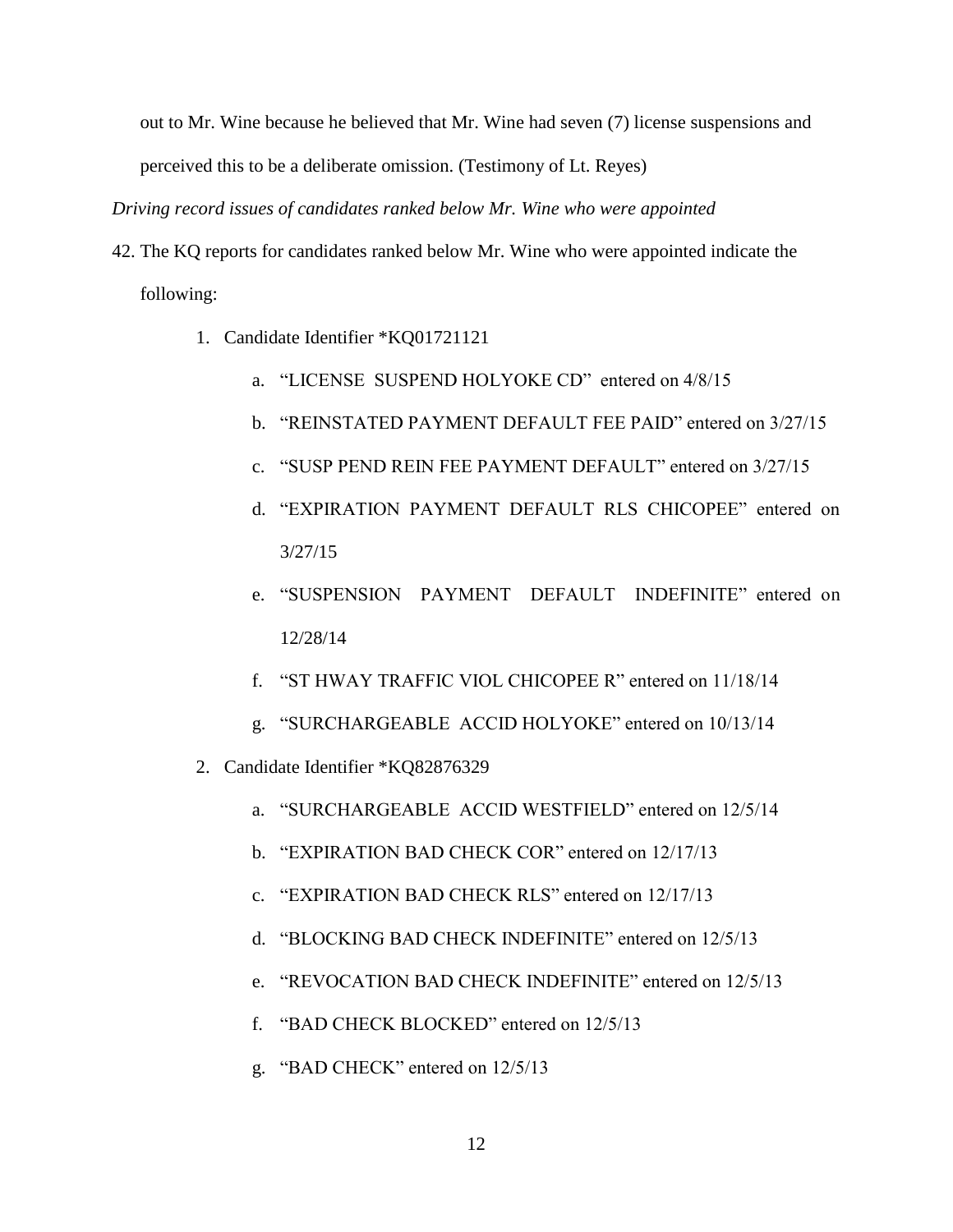out to Mr. Wine because he believed that Mr. Wine had seven (7) license suspensions and perceived this to be a deliberate omission. (Testimony of Lt. Reyes)

*Driving record issues of candidates ranked below Mr. Wine who were appointed*

42. The KQ reports for candidates ranked below Mr. Wine who were appointed indicate the following:

    1. Candidate Identifier *KQ01721121

        a. "LICENSE SUSPEND HOLYOKE CD" entered on 4/8/15

        b. "REINSTATED PAYMENT DEFAULT FEE PAID" entered on 3/27/15

        c. "SUSP PEND REIN FEE PAYMENT DEFAULT" entered on 3/27/15

        d. "EXPIRATION PAYMENT DEFAULT RLS CHICOPEE" entered on 3/27/15

        e. "SUSPENSION PAYMENT DEFAULT INDEFINITE" entered on 12/28/14

        f. "ST HWAY TRAFFIC VIOL CHICOPEE R" entered on 11/18/14

        g. "SURCHARGEABLE ACCID HOLYOKE" entered on 10/13/14

    2. Candidate Identifier *KQ82876329

        a. "SURCHARGEABLE ACCID WESTFIELD" entered on 12/5/14

        b. "EXPIRATION BAD CHECK COR" entered on 12/17/13

        c. "EXPIRATION BAD CHECK RLS" entered on 12/17/13

        d. "BLOCKING BAD CHECK INDEFINITE" entered on 12/5/13

        e. "REVOCATION BAD CHECK INDEFINITE" entered on 12/5/13

        f. "BAD CHECK BLOCKED" entered on 12/5/13

        g. "BAD CHECK" entered on 12/5/13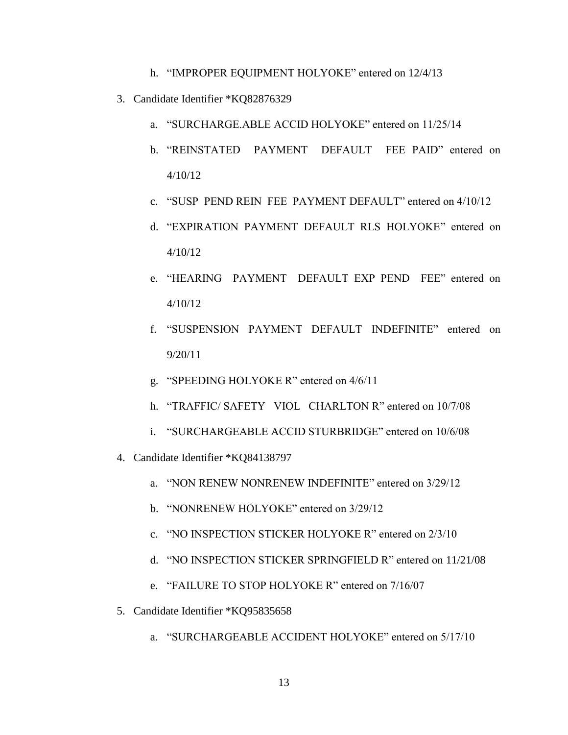h. "IMPROPER EQUIPMENT HOLYOKE" entered on 12/4/13

3. Candidate Identifier *KQ82876329

   a. "SURCHARGE.ABLE ACCID HOLYOKE" entered on 11/25/14

   b. "REINSTATED PAYMENT DEFAULT FEE PAID" entered on 4/10/12

   c. "SUSP PEND REIN FEE PAYMENT DEFAULT" entered on 4/10/12

   d. "EXPIRATION PAYMENT DEFAULT RLS HOLYOKE" entered on 4/10/12

   e. "HEARING PAYMENT DEFAULT EXP PEND FEE" entered on 4/10/12

   f. "SUSPENSION PAYMENT DEFAULT INDEFINITE" entered on 9/20/11

   g. "SPEEDING HOLYOKE R" entered on 4/6/11

   h. "TRAFFIC/ SAFETY VIOL CHARLTON R" entered on 10/7/08

   i. "SURCHARGEABLE ACCID STURBRIDGE" entered on 10/6/08

4. Candidate Identifier *KQ84138797

   a. "NON RENEW NONRENEW INDEFINITE" entered on 3/29/12

   b. "NONRENEW HOLYOKE" entered on 3/29/12

   c. "NO INSPECTION STICKER HOLYOKE R" entered on 2/3/10

   d. "NO INSPECTION STICKER SPRINGFIELD R" entered on 11/21/08

   e. "FAILURE TO STOP HOLYOKE R" entered on 7/16/07

5. Candidate Identifier *KQ95835658

   a. "SURCHARGEABLE ACCIDENT HOLYOKE" entered on 5/17/10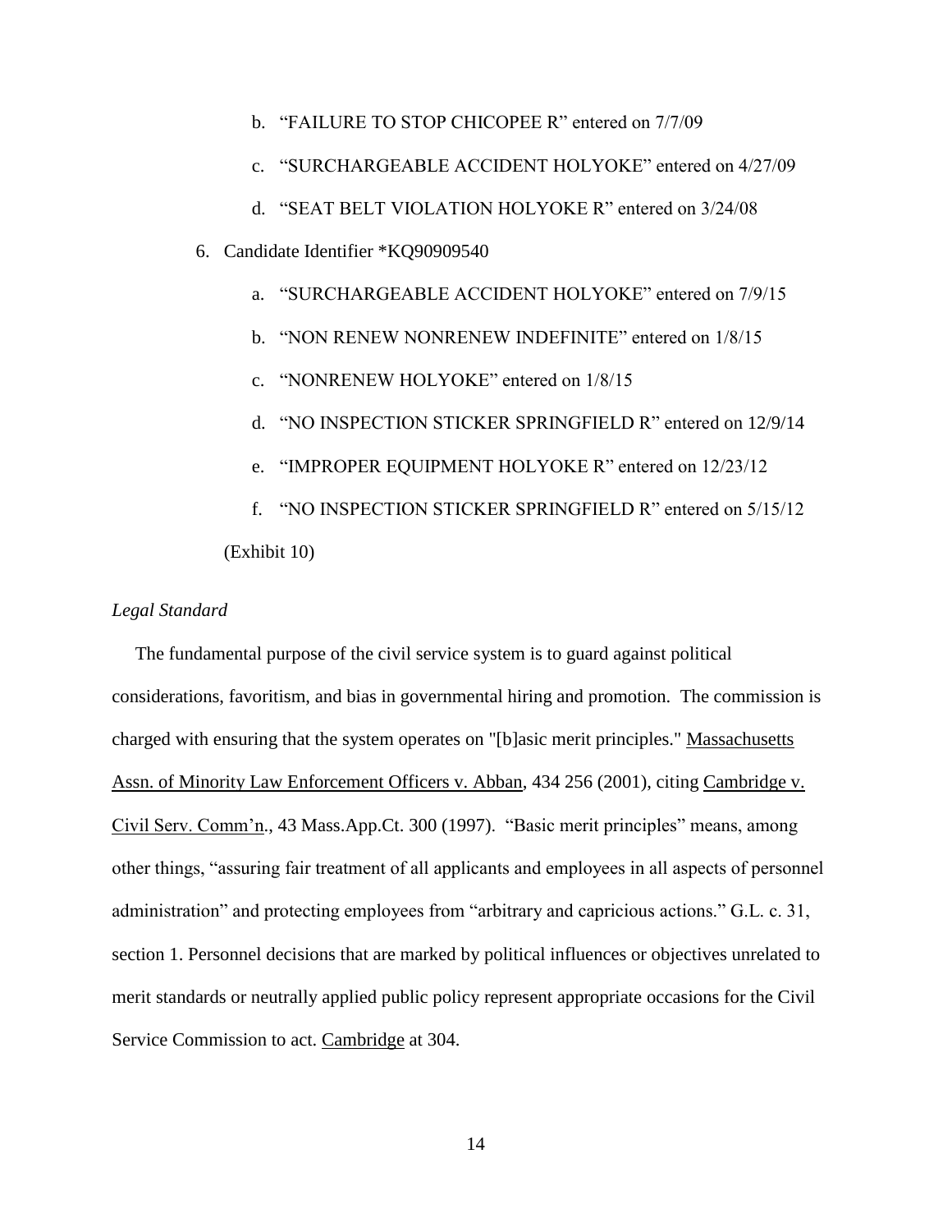b. "FAILURE TO STOP CHICOPEE R" entered on 7/7/09

   c. "SURCHARGEABLE ACCIDENT HOLYOKE" entered on 4/27/09

   d. "SEAT BELT VIOLATION HOLYOKE R" entered on 3/24/08

6. Candidate Identifier *KQ90909540

   a. "SURCHARGEABLE ACCIDENT HOLYOKE" entered on 7/9/15

   b. "NON RENEW NONRENEW INDEFINITE" entered on 1/8/15

   c. "NONRENEW HOLYOKE" entered on 1/8/15

   d. "NO INSPECTION STICKER SPRINGFIELD R" entered on 12/9/14

   e. "IMPROPER EQUIPMENT HOLYOKE R" entered on 12/23/12

   f. "NO INSPECTION STICKER SPRINGFIELD R" entered on 5/15/12

(Exhibit 10)

*Legal Standard*

The fundamental purpose of the civil service system is to guard against political considerations, favoritism, and bias in governmental hiring and promotion. The commission is charged with ensuring that the system operates on "[b]asic merit principles." Massachusetts Assn. of Minority Law Enforcement Officers v. Abban, 434 256 (2001), citing Cambridge v. Civil Serv. Comm'n., 43 Mass.App.Ct. 300 (1997). "Basic merit principles" means, among other things, "assuring fair treatment of all applicants and employees in all aspects of personnel administration" and protecting employees from "arbitrary and capricious actions." G.L. c. 31, section 1. Personnel decisions that are marked by political influences or objectives unrelated to merit standards or neutrally applied public policy represent appropriate occasions for the Civil Service Commission to act. Cambridge at 304.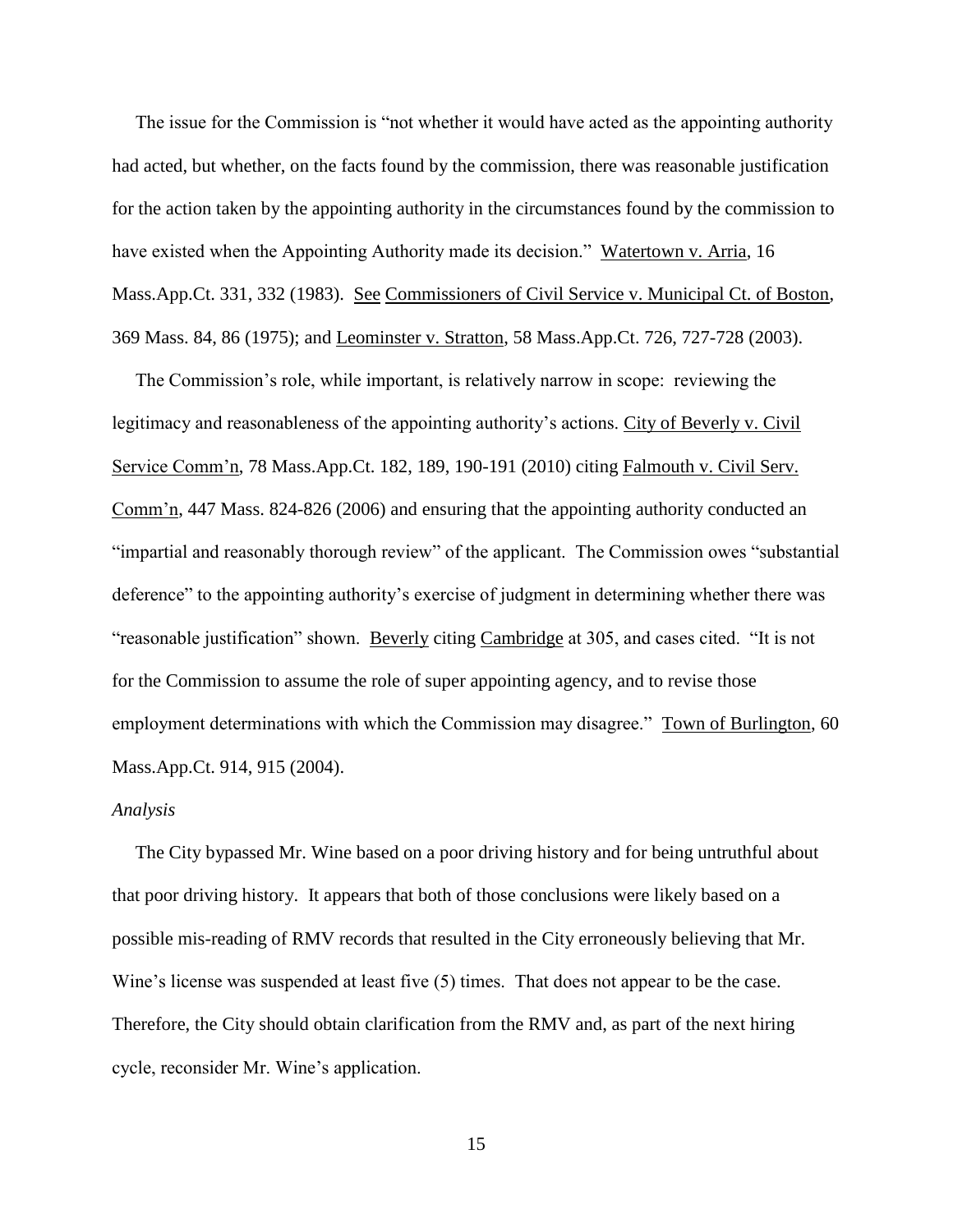The issue for the Commission is "not whether it would have acted as the appointing authority had acted, but whether, on the facts found by the commission, there was reasonable justification for the action taken by the appointing authority in the circumstances found by the commission to have existed when the Appointing Authority made its decision." Watertown v. Arria, 16 Mass.App.Ct. 331, 332 (1983). See Commissioners of Civil Service v. Municipal Ct. of Boston, 369 Mass. 84, 86 (1975); and Leominster v. Stratton, 58 Mass.App.Ct. 726, 727-728 (2003).

The Commission's role, while important, is relatively narrow in scope: reviewing the legitimacy and reasonableness of the appointing authority's actions. City of Beverly v. Civil Service Comm'n, 78 Mass.App.Ct. 182, 189, 190-191 (2010) citing Falmouth v. Civil Serv. Comm'n, 447 Mass. 824-826 (2006) and ensuring that the appointing authority conducted an "impartial and reasonably thorough review" of the applicant. The Commission owes "substantial deference" to the appointing authority's exercise of judgment in determining whether there was "reasonable justification" shown. Beverly citing Cambridge at 305, and cases cited. "It is not for the Commission to assume the role of super appointing agency, and to revise those employment determinations with which the Commission may disagree." Town of Burlington, 60 Mass.App.Ct. 914, 915 (2004).

*Analysis*

The City bypassed Mr. Wine based on a poor driving history and for being untruthful about that poor driving history. It appears that both of those conclusions were likely based on a possible mis-reading of RMV records that resulted in the City erroneously believing that Mr. Wine's license was suspended at least five (5) times. That does not appear to be the case. Therefore, the City should obtain clarification from the RMV and, as part of the next hiring cycle, reconsider Mr. Wine's application.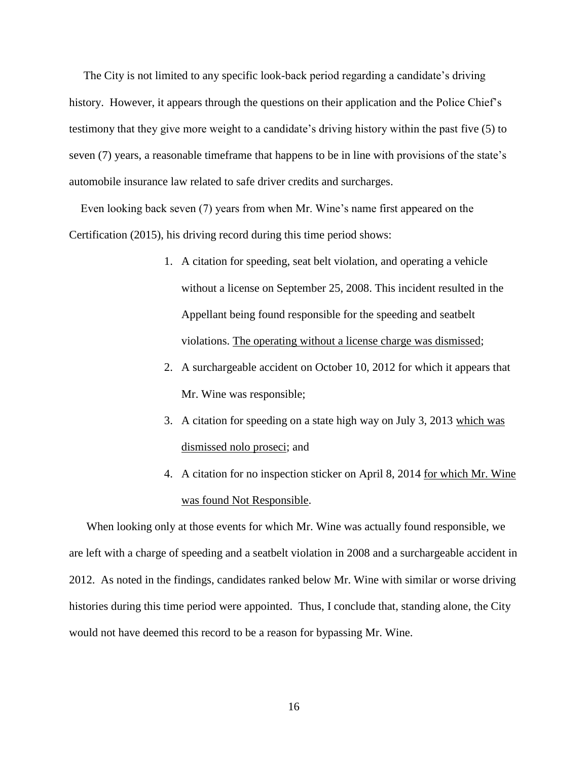The City is not limited to any specific look-back period regarding a candidate's driving history. However, it appears through the questions on their application and the Police Chief's testimony that they give more weight to a candidate's driving history within the past five (5) to seven (7) years, a reasonable timeframe that happens to be in line with provisions of the state's automobile insurance law related to safe driver credits and surcharges.

Even looking back seven (7) years from when Mr. Wine's name first appeared on the Certification (2015), his driving record during this time period shows:

1. A citation for speeding, seat belt violation, and operating a vehicle without a license on September 25, 2008. This incident resulted in the Appellant being found responsible for the speeding and seatbelt violations. <u>The operating without a license charge was dismissed</u>;
2. A surchargeable accident on October 10, 2012 for which it appears that Mr. Wine was responsible;
3. A citation for speeding on a state high way on July 3, 2013 <u>which was dismissed nolo proseci</u>; and
4. A citation for no inspection sticker on April 8, 2014 <u>for which Mr. Wine was found Not Responsible</u>.

When looking only at those events for which Mr. Wine was actually found responsible, we are left with a charge of speeding and a seatbelt violation in 2008 and a surchargeable accident in 2012. As noted in the findings, candidates ranked below Mr. Wine with similar or worse driving histories during this time period were appointed. Thus, I conclude that, standing alone, the City would not have deemed this record to be a reason for bypassing Mr. Wine.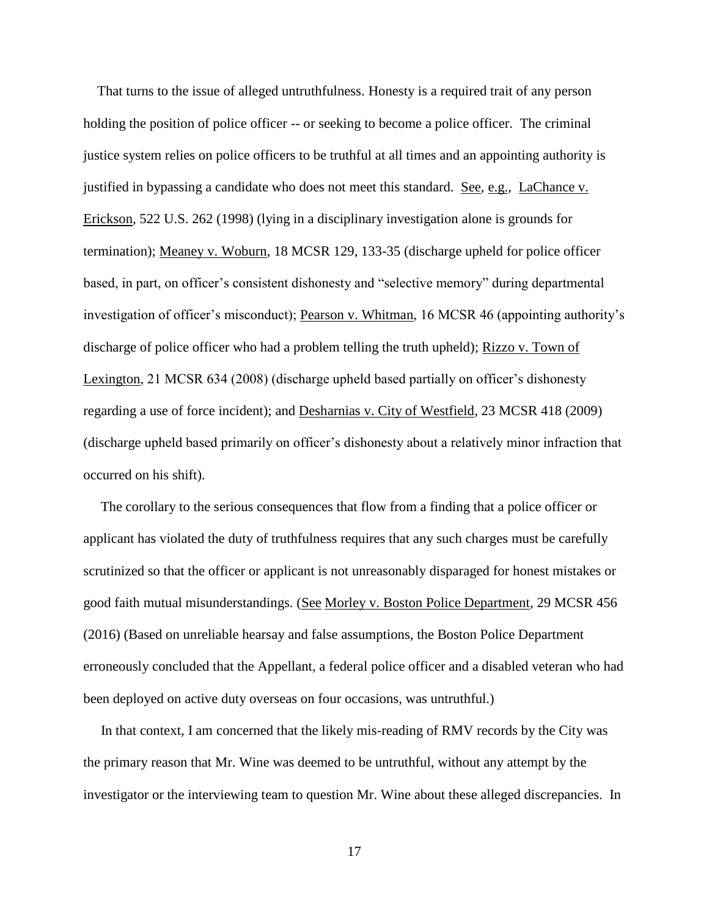That turns to the issue of alleged untruthfulness. Honesty is a required trait of any person holding the position of police officer -- or seeking to become a police officer. The criminal justice system relies on police officers to be truthful at all times and an appointing authority is justified in bypassing a candidate who does not meet this standard. See, e.g., LaChance v. Erickson, 522 U.S. 262 (1998) (lying in a disciplinary investigation alone is grounds for termination); Meaney v. Woburn, 18 MCSR 129, 133-35 (discharge upheld for police officer based, in part, on officer's consistent dishonesty and "selective memory" during departmental investigation of officer's misconduct); Pearson v. Whitman, 16 MCSR 46 (appointing authority's discharge of police officer who had a problem telling the truth upheld); Rizzo v. Town of Lexington, 21 MCSR 634 (2008) (discharge upheld based partially on officer's dishonesty regarding a use of force incident); and Desharnias v. City of Westfield, 23 MCSR 418 (2009) (discharge upheld based primarily on officer's dishonesty about a relatively minor infraction that occurred on his shift).

The corollary to the serious consequences that flow from a finding that a police officer or applicant has violated the duty of truthfulness requires that any such charges must be carefully scrutinized so that the officer or applicant is not unreasonably disparaged for honest mistakes or good faith mutual misunderstandings. (See Morley v. Boston Police Department, 29 MCSR 456 (2016) (Based on unreliable hearsay and false assumptions, the Boston Police Department erroneously concluded that the Appellant, a federal police officer and a disabled veteran who had been deployed on active duty overseas on four occasions, was untruthful.)

In that context, I am concerned that the likely mis-reading of RMV records by the City was the primary reason that Mr. Wine was deemed to be untruthful, without any attempt by the investigator or the interviewing team to question Mr. Wine about these alleged discrepancies. In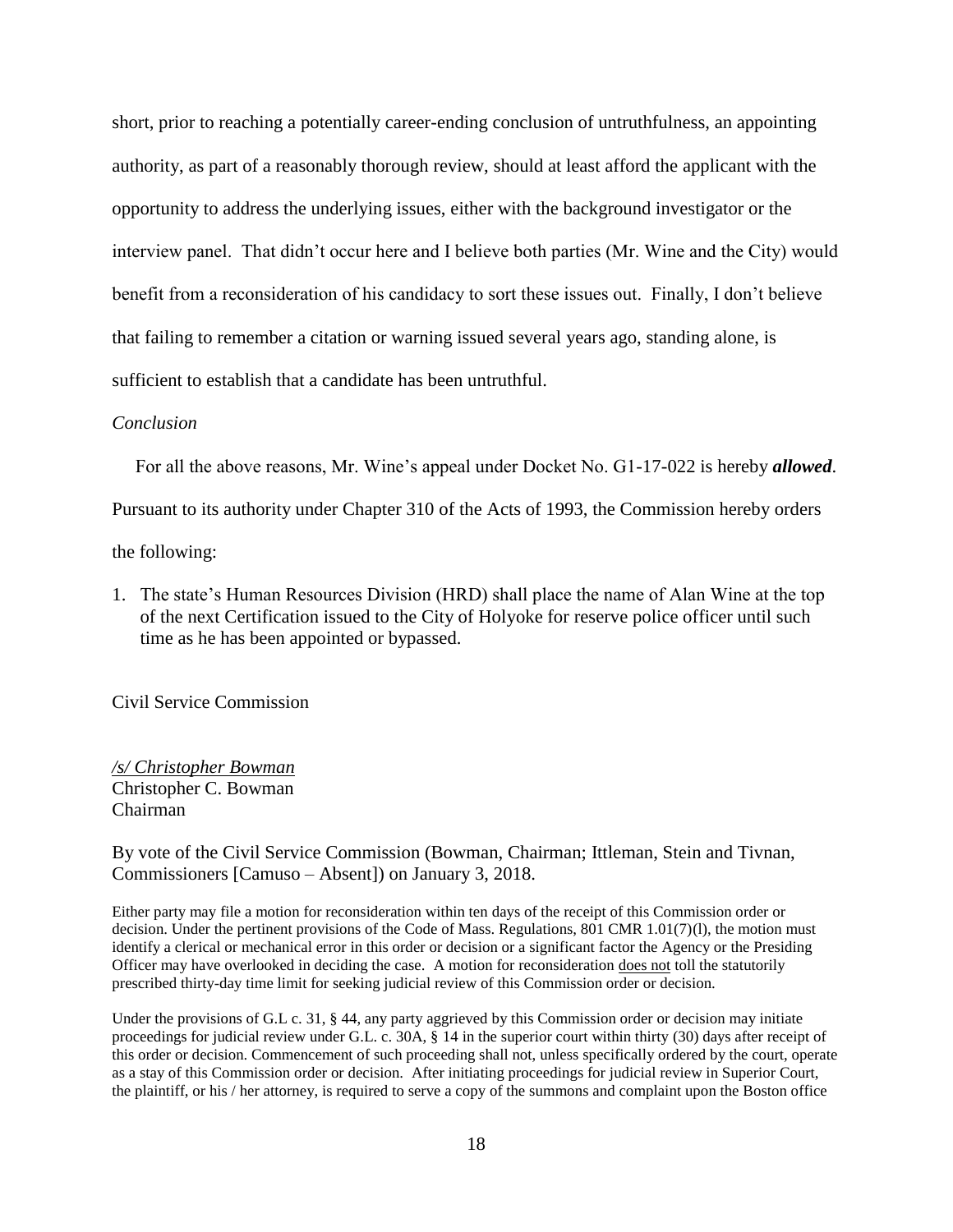short, prior to reaching a potentially career-ending conclusion of untruthfulness, an appointing authority, as part of a reasonably thorough review, should at least afford the applicant with the opportunity to address the underlying issues, either with the background investigator or the interview panel. That didn't occur here and I believe both parties (Mr. Wine and the City) would benefit from a reconsideration of his candidacy to sort these issues out. Finally, I don't believe that failing to remember a citation or warning issued several years ago, standing alone, is sufficient to establish that a candidate has been untruthful.

*Conclusion*

For all the above reasons, Mr. Wine's appeal under Docket No. G1-17-022 is hereby ***allowed***. Pursuant to its authority under Chapter 310 of the Acts of 1993, the Commission hereby orders the following:

1. The state's Human Resources Division (HRD) shall place the name of Alan Wine at the top of the next Certification issued to the City of Holyoke for reserve police officer until such time as he has been appointed or bypassed.

Civil Service Commission

*/s/ Christopher Bowman*
Christopher C. Bowman
Chairman

By vote of the Civil Service Commission (Bowman, Chairman; Ittleman, Stein and Tivnan, Commissioners [Camuso – Absent]) on January 3, 2018.

Either party may file a motion for reconsideration within ten days of the receipt of this Commission order or decision. Under the pertinent provisions of the Code of Mass. Regulations, 801 CMR 1.01(7)(l), the motion must identify a clerical or mechanical error in this order or decision or a significant factor the Agency or the Presiding Officer may have overlooked in deciding the case. A motion for reconsideration does not toll the statutorily prescribed thirty-day time limit for seeking judicial review of this Commission order or decision.

Under the provisions of G.L c. 31, § 44, any party aggrieved by this Commission order or decision may initiate proceedings for judicial review under G.L. c. 30A, § 14 in the superior court within thirty (30) days after receipt of this order or decision. Commencement of such proceeding shall not, unless specifically ordered by the court, operate as a stay of this Commission order or decision. After initiating proceedings for judicial review in Superior Court, the plaintiff, or his / her attorney, is required to serve a copy of the summons and complaint upon the Boston office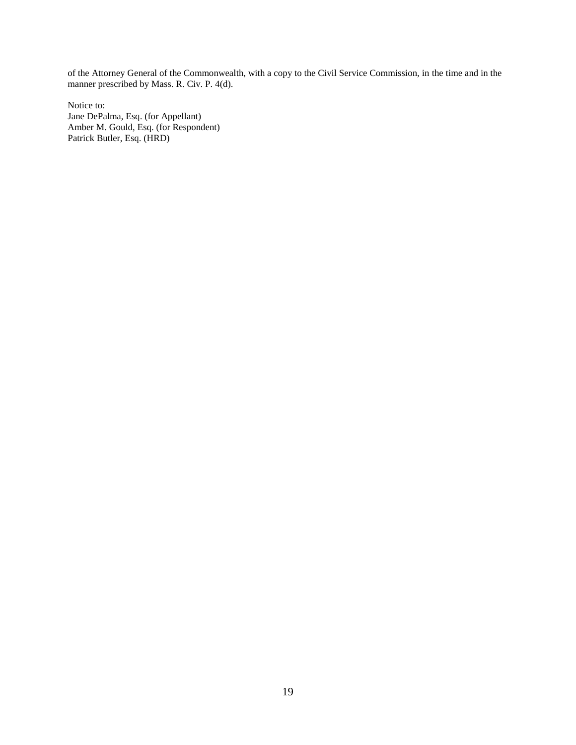of the Attorney General of the Commonwealth, with a copy to the Civil Service Commission, in the time and in the manner prescribed by Mass. R. Civ. P. 4(d).

Notice to:
Jane DePalma, Esq. (for Appellant)
Amber M. Gould, Esq. (for Respondent)
Patrick Butler, Esq. (HRD)